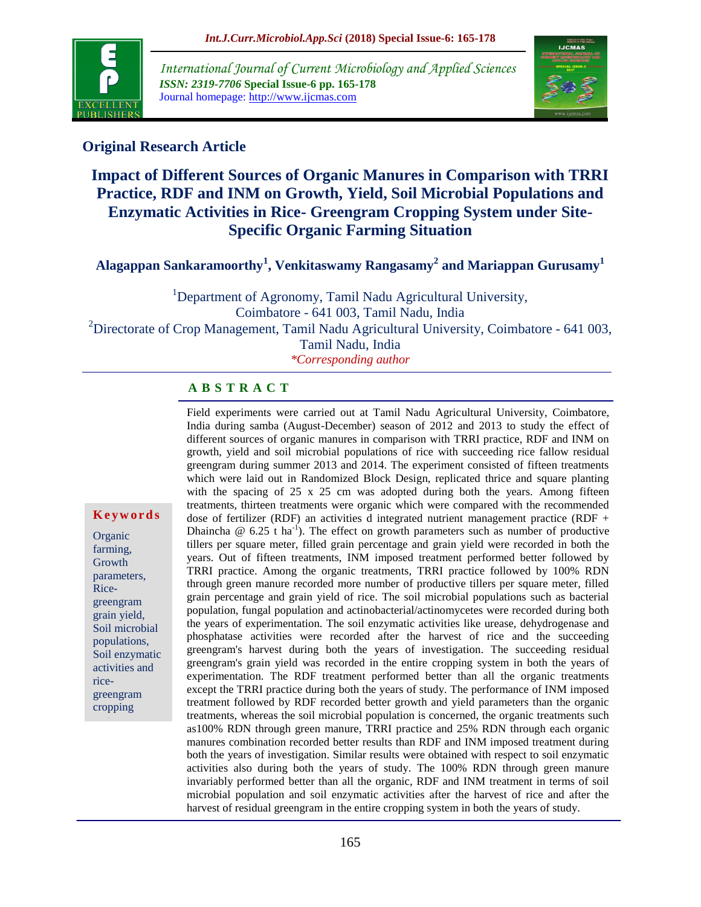International Journal of Current Microbiology and Applied Sciences
*ISSN: 2319-7706* **Special Issue-6 pp. 165-178**
Journal homepage: http://www.ijcmas.com

## Original Research Article

# Impact of Different Sources of Organic Manures in Comparison with TRRI Practice, RDF and INM on Growth, Yield, Soil Microbial Populations and Enzymatic Activities in Rice- Greengram Cropping System under Site-Specific Organic Farming Situation

**Alagappan Sankaramoorthy[1], Venkitaswamy Rangasamy[2] and Mariappan Gurusamy[1]**

[1]Department of Agronomy, Tamil Nadu Agricultural University, Coimbatore - 641 003, Tamil Nadu, India
[2]Directorate of Crop Management, Tamil Nadu Agricultural University, Coimbatore - 641 003, Tamil Nadu, India
*\*Corresponding author*

### ABSTRACT

Field experiments were carried out at Tamil Nadu Agricultural University, Coimbatore, India during samba (August-December) season of 2012 and 2013 to study the effect of different sources of organic manures in comparison with TRRI practice, RDF and INM on growth, yield and soil microbial populations of rice with succeeding rice fallow residual greengram during summer 2013 and 2014. The experiment consisted of fifteen treatments which were laid out in Randomized Block Design, replicated thrice and square planting with the spacing of 25 x 25 cm was adopted during both the years. Among fifteen treatments, thirteen treatments were organic which were compared with the recommended dose of fertilizer (RDF) an activities d integrated nutrient management practice (RDF + Dhaincha @ 6.25 t ha$^{-1}$). The effect on growth parameters such as number of productive tillers per square meter, filled grain percentage and grain yield were recorded in both the years. Out of fifteen treatments, INM imposed treatment performed better followed by TRRI practice. Among the organic treatments, TRRI practice followed by 100% RDN through green manure recorded more number of productive tillers per square meter, filled grain percentage and grain yield of rice. The soil microbial populations such as bacterial population, fungal population and actinobacterial/actinomycetes were recorded during both the years of experimentation. The soil enzymatic activities like urease, dehydrogenase and phosphatase activities were recorded after the harvest of rice and the succeeding greengram's harvest during both the years of investigation. The succeeding residual greengram's grain yield was recorded in the entire cropping system in both the years of experimentation. The RDF treatment performed better than all the organic treatments except the TRRI practice during both the years of study. The performance of INM imposed treatment followed by RDF recorded better growth and yield parameters than the organic treatments, whereas the soil microbial population is concerned, the organic treatments such as100% RDN through green manure, TRRI practice and 25% RDN through each organic manures combination recorded better results than RDF and INM imposed treatment during both the years of investigation. Similar results were obtained with respect to soil enzymatic activities also during both the years of study. The 100% RDN through green manure invariably performed better than all the organic, RDF and INM treatment in terms of soil microbial population and soil enzymatic activities after the harvest of rice and after the harvest of residual greengram in the entire cropping system in both the years of study.

**Keywords**

Organic farming, Growth parameters, Rice-greengram grain yield, Soil microbial populations, Soil enzymatic activities and rice-greengram cropping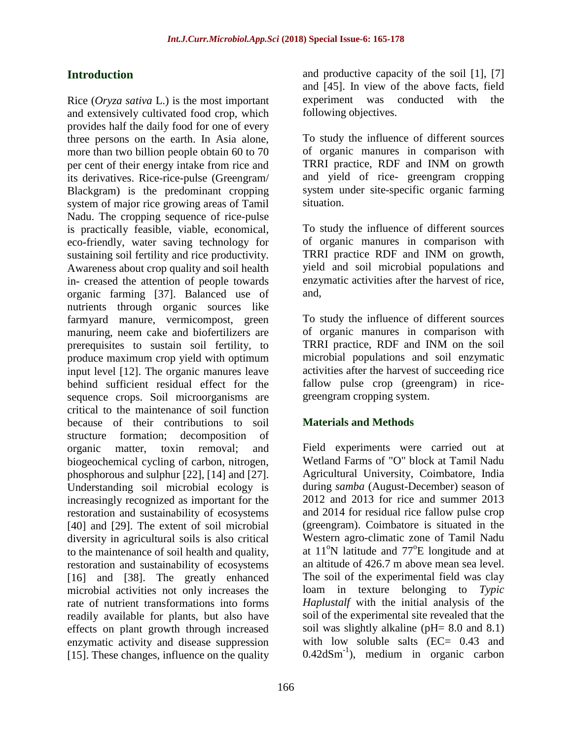## Introduction

Rice (*Oryza sativa* L.) is the most important and extensively cultivated food crop, which provides half the daily food for one of every three persons on the earth. In Asia alone, more than two billion people obtain 60 to 70 per cent of their energy intake from rice and its derivatives. Rice-rice-pulse (Greengram/ Blackgram) is the predominant cropping system of major rice growing areas of Tamil Nadu. The cropping sequence of rice-pulse is practically feasible, viable, economical, eco-friendly, water saving technology for sustaining soil fertility and rice productivity. Awareness about crop quality and soil health in- creased the attention of people towards organic farming [37]. Balanced use of nutrients through organic sources like farmyard manure, vermicompost, green manuring, neem cake and biofertilizers are prerequisites to sustain soil fertility, to produce maximum crop yield with optimum input level [12]. The organic manures leave behind sufficient residual effect for the sequence crops. Soil microorganisms are critical to the maintenance of soil function because of their contributions to soil structure formation; decomposition of organic matter, toxin removal; and biogeochemical cycling of carbon, nitrogen, phosphorous and sulphur [22], [14] and [27]. Understanding soil microbial ecology is increasingly recognized as important for the restoration and sustainability of ecosystems [40] and [29]. The extent of soil microbial diversity in agricultural soils is also critical to the maintenance of soil health and quality, restoration and sustainability of ecosystems [16] and [38]. The greatly enhanced microbial activities not only increases the rate of nutrient transformations into forms readily available for plants, but also have effects on plant growth through increased enzymatic activity and disease suppression [15]. These changes, influence on the quality and productive capacity of the soil [1], [7] and [45]. In view of the above facts, field experiment was conducted with the following objectives.

To study the influence of different sources of organic manures in comparison with TRRI practice, RDF and INM on growth and yield of rice- greengram cropping system under site-specific organic farming situation.

To study the influence of different sources of organic manures in comparison with TRRI practice RDF and INM on growth, yield and soil microbial populations and enzymatic activities after the harvest of rice, and,

To study the influence of different sources of organic manures in comparison with TRRI practice, RDF and INM on the soil microbial populations and soil enzymatic activities after the harvest of succeeding rice fallow pulse crop (greengram) in rice-greengram cropping system.

## Materials and Methods

Field experiments were carried out at Wetland Farms of "O" block at Tamil Nadu Agricultural University, Coimbatore, India during *samba* (August-December) season of 2012 and 2013 for rice and summer 2013 and 2014 for residual rice fallow pulse crop (greengram). Coimbatore is situated in the Western agro-climatic zone of Tamil Nadu at $11^{o}$N latitude and $77^{o}$E longitude and at an altitude of 426.7 m above mean sea level. The soil of the experimental field was clay loam in texture belonging to *Typic Haplustalf* with the initial analysis of the soil of the experimental site revealed that the soil was slightly alkaline (pH= 8.0 and 8.1) with low soluble salts (EC= 0.43 and $0.42 dSm^{-1}$), medium in organic carbon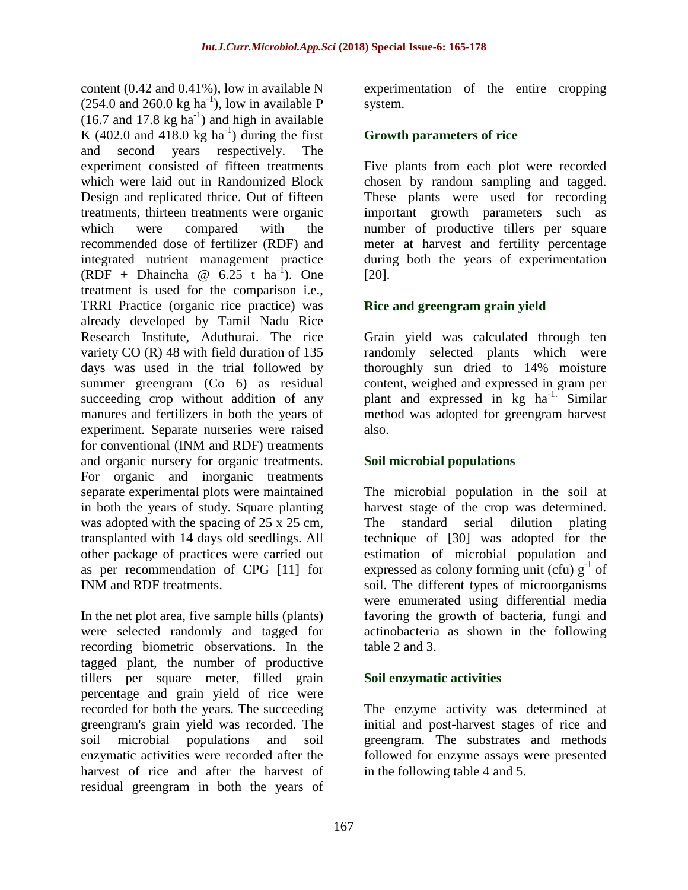content (0.42 and 0.41%), low in available N (254.0 and 260.0 kg $ha^{-1}$), low in available P (16.7 and 17.8 kg $ha^{-1}$) and high in available K (402.0 and 418.0 kg $ha^{-1}$) during the first and second years respectively. The experiment consisted of fifteen treatments which were laid out in Randomized Block Design and replicated thrice. Out of fifteen treatments, thirteen treatments were organic which were compared with the recommended dose of fertilizer (RDF) and integrated nutrient management practice (RDF + Dhaincha @ 6.25 t $ha^{-1}$). One treatment is used for the comparison i.e., TRRI Practice (organic rice practice) was already developed by Tamil Nadu Rice Research Institute, Aduthurai. The rice variety CO (R) 48 with field duration of 135 days was used in the trial followed by summer greengram (Co 6) as residual succeeding crop without addition of any manures and fertilizers in both the years of experiment. Separate nurseries were raised for conventional (INM and RDF) treatments and organic nursery for organic treatments. For organic and inorganic treatments separate experimental plots were maintained in both the years of study. Square planting was adopted with the spacing of 25 x 25 cm, transplanted with 14 days old seedlings. All other package of practices were carried out as per recommendation of CPG [11] for INM and RDF treatments.

In the net plot area, five sample hills (plants) were selected randomly and tagged for recording biometric observations. In the tagged plant, the number of productive tillers per square meter, filled grain percentage and grain yield of rice were recorded for both the years. The succeeding greengram's grain yield was recorded. The soil microbial populations and soil enzymatic activities were recorded after the harvest of rice and after the harvest of residual greengram in both the years of experimentation of the entire cropping system.

## Growth parameters of rice

Five plants from each plot were recorded chosen by random sampling and tagged. These plants were used for recording important growth parameters such as number of productive tillers per square meter at harvest and fertility percentage during both the years of experimentation [20].

## Rice and greengram grain yield

Grain yield was calculated through ten randomly selected plants which were thoroughly sun dried to 14% moisture content, weighed and expressed in gram per plant and expressed in kg $ha^{-1}$. Similar method was adopted for greengram harvest also.

## Soil microbial populations

The microbial population in the soil at harvest stage of the crop was determined. The standard serial dilution plating technique of [30] was adopted for the estimation of microbial population and expressed as colony forming unit (cfu) $g^{-1}$ of soil. The different types of microorganisms were enumerated using differential media favoring the growth of bacteria, fungi and actinobacteria as shown in the following table 2 and 3.

## Soil enzymatic activities

The enzyme activity was determined at initial and post-harvest stages of rice and greengram. The substrates and methods followed for enzyme assays were presented in the following table 4 and 5.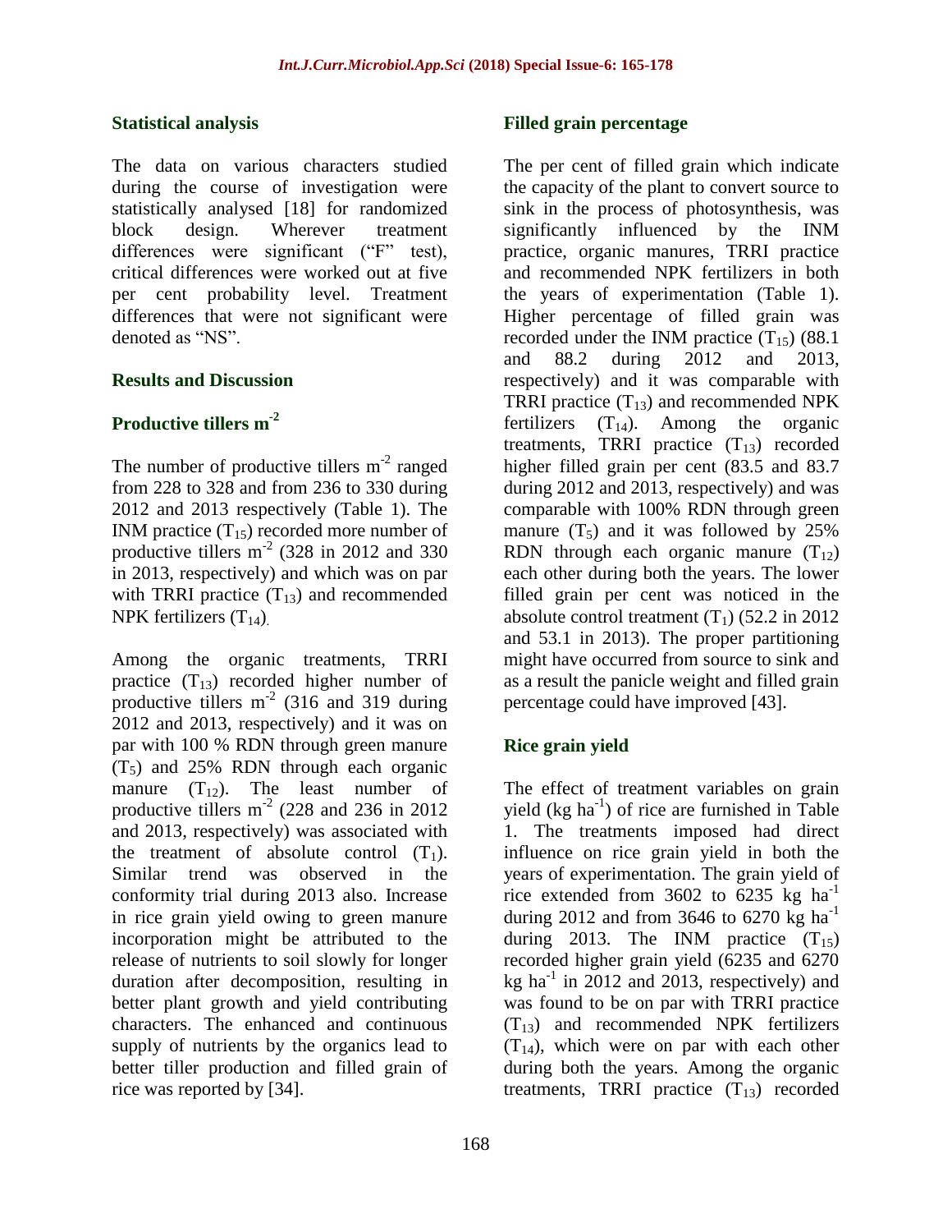### Statistical analysis

The data on various characters studied during the course of investigation were statistically analysed [18] for randomized block design. Wherever treatment differences were significant ("F" test), critical differences were worked out at five per cent probability level. Treatment differences that were not significant were denoted as "NS".

## Results and Discussion

### Productive tillers $m^{-2}$

The number of productive tillers $m^{-2}$ ranged from 228 to 328 and from 236 to 330 during 2012 and 2013 respectively (Table 1). The INM practice ($T_{15}$) recorded more number of productive tillers $m^{-2}$ (328 in 2012 and 330 in 2013, respectively) and which was on par with TRRI practice ($T_{13}$) and recommended NPK fertilizers ($T_{14}$).

Among the organic treatments, TRRI practice ($T_{13}$) recorded higher number of productive tillers $m^{-2}$ (316 and 319 during 2012 and 2013, respectively) and it was on par with 100 % RDN through green manure ($T_5$) and 25% RDN through each organic manure ($T_{12}$). The least number of productive tillers $m^{-2}$ (228 and 236 in 2012 and 2013, respectively) was associated with the treatment of absolute control ($T_1$). Similar trend was observed in the conformity trial during 2013 also. Increase in rice grain yield owing to green manure incorporation might be attributed to the release of nutrients to soil slowly for longer duration after decomposition, resulting in better plant growth and yield contributing characters. The enhanced and continuous supply of nutrients by the organics lead to better tiller production and filled grain of rice was reported by [34].

### Filled grain percentage

The per cent of filled grain which indicate the capacity of the plant to convert source to sink in the process of photosynthesis, was significantly influenced by the INM practice, organic manures, TRRI practice and recommended NPK fertilizers in both the years of experimentation (Table 1). Higher percentage of filled grain was recorded under the INM practice ($T_{15}$) (88.1 and 88.2 during 2012 and 2013, respectively) and it was comparable with TRRI practice ($T_{13}$) and recommended NPK fertilizers ($T_{14}$). Among the organic treatments, TRRI practice ($T_{13}$) recorded higher filled grain per cent (83.5 and 83.7 during 2012 and 2013, respectively) and was comparable with 100% RDN through green manure ($T_5$) and it was followed by 25% RDN through each organic manure ($T_{12}$) each other during both the years. The lower filled grain per cent was noticed in the absolute control treatment ($T_1$) (52.2 in 2012 and 53.1 in 2013). The proper partitioning might have occurred from source to sink and as a result the panicle weight and filled grain percentage could have improved [43].

### Rice grain yield

The effect of treatment variables on grain yield (kg $ha^{-1}$) of rice are furnished in Table 1. The treatments imposed had direct influence on rice grain yield in both the years of experimentation. The grain yield of rice extended from 3602 to 6235 kg $ha^{-1}$ during 2012 and from 3646 to 6270 kg $ha^{-1}$ during 2013. The INM practice ($T_{15}$) recorded higher grain yield (6235 and 6270 kg $ha^{-1}$ in 2012 and 2013, respectively) and was found to be on par with TRRI practice ($T_{13}$) and recommended NPK fertilizers ($T_{14}$), which were on par with each other during both the years. Among the organic treatments, TRRI practice ($T_{13}$) recorded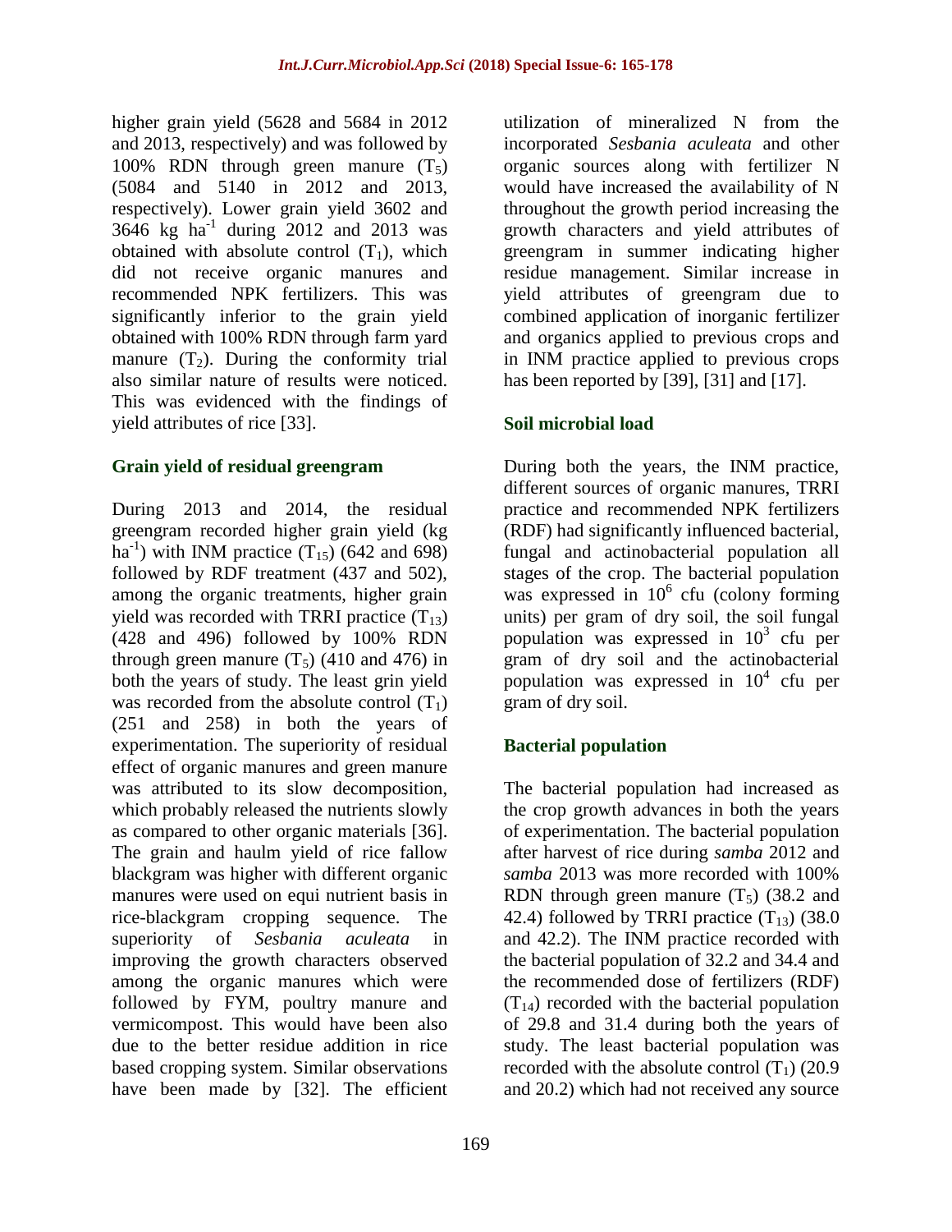higher grain yield (5628 and 5684 in 2012 and 2013, respectively) and was followed by 100% RDN through green manure ($T_5$) (5084 and 5140 in 2012 and 2013, respectively). Lower grain yield 3602 and 3646 kg ha$^{-1}$ during 2012 and 2013 was obtained with absolute control ($T_1$), which did not receive organic manures and recommended NPK fertilizers. This was significantly inferior to the grain yield obtained with 100% RDN through farm yard manure ($T_2$). During the conformity trial also similar nature of results were noticed. This was evidenced with the findings of yield attributes of rice [33].

### Grain yield of residual greengram

During 2013 and 2014, the residual greengram recorded higher grain yield (kg ha$^{-1}$) with INM practice ($T_{15}$) (642 and 698) followed by RDF treatment (437 and 502), among the organic treatments, higher grain yield was recorded with TRRI practice ($T_{13}$) (428 and 496) followed by 100% RDN through green manure ($T_5$) (410 and 476) in both the years of study. The least grin yield was recorded from the absolute control ($T_1$) (251 and 258) in both the years of experimentation. The superiority of residual effect of organic manures and green manure was attributed to its slow decomposition, which probably released the nutrients slowly as compared to other organic materials [36]. The grain and haulm yield of rice fallow blackgram was higher with different organic manures were used on equi nutrient basis in rice-blackgram cropping sequence. The superiority of *Sesbania aculeata* in improving the growth characters observed among the organic manures which were followed by FYM, poultry manure and vermicompost. This would have been also due to the better residue addition in rice based cropping system. Similar observations have been made by [32]. The efficient utilization of mineralized N from the incorporated *Sesbania aculeata* and other organic sources along with fertilizer N would have increased the availability of N throughout the growth period increasing the growth characters and yield attributes of greengram in summer indicating higher residue management. Similar increase in yield attributes of greengram due to combined application of inorganic fertilizer and organics applied to previous crops and in INM practice applied to previous crops has been reported by [39], [31] and [17].

### Soil microbial load

During both the years, the INM practice, different sources of organic manures, TRRI practice and recommended NPK fertilizers (RDF) had significantly influenced bacterial, fungal and actinobacterial population all stages of the crop. The bacterial population was expressed in $10^6$ cfu (colony forming units) per gram of dry soil, the soil fungal population was expressed in $10^3$ cfu per gram of dry soil and the actinobacterial population was expressed in $10^4$ cfu per gram of dry soil.

### Bacterial population

The bacterial population had increased as the crop growth advances in both the years of experimentation. The bacterial population after harvest of rice during *samba* 2012 and *samba* 2013 was more recorded with 100% RDN through green manure ($T_5$) (38.2 and 42.4) followed by TRRI practice ($T_{13}$) (38.0 and 42.2). The INM practice recorded with the bacterial population of 32.2 and 34.4 and the recommended dose of fertilizers (RDF) ($T_{14}$) recorded with the bacterial population of 29.8 and 31.4 during both the years of study. The least bacterial population was recorded with the absolute control ($T_1$) (20.9 and 20.2) which had not received any source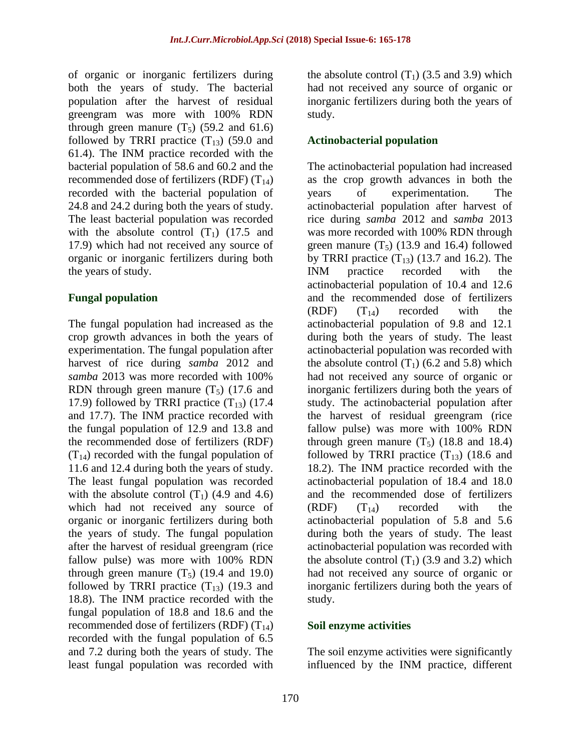of organic or inorganic fertilizers during both the years of study. The bacterial population after the harvest of residual greengram was more with 100% RDN through green manure ($T_5$) (59.2 and 61.6) followed by TRRI practice ($T_{13}$) (59.0 and 61.4). The INM practice recorded with the bacterial population of 58.6 and 60.2 and the recommended dose of fertilizers (RDF) ($T_{14}$) recorded with the bacterial population of 24.8 and 24.2 during both the years of study. The least bacterial population was recorded with the absolute control ($T_1$) (17.5 and 17.9) which had not received any source of organic or inorganic fertilizers during both the years of study.

## Fungal population

The fungal population had increased as the crop growth advances in both the years of experimentation. The fungal population after harvest of rice during *samba* 2012 and *samba* 2013 was more recorded with 100% RDN through green manure ($T_5$) (17.6 and 17.9) followed by TRRI practice ($T_{13}$) (17.4 and 17.7). The INM practice recorded with the fungal population of 12.9 and 13.8 and the recommended dose of fertilizers (RDF) ($T_{14}$) recorded with the fungal population of 11.6 and 12.4 during both the years of study. The least fungal population was recorded with the absolute control ($T_1$) (4.9 and 4.6) which had not received any source of organic or inorganic fertilizers during both the years of study. The fungal population after the harvest of residual greengram (rice fallow pulse) was more with 100% RDN through green manure ($T_5$) (19.4 and 19.0) followed by TRRI practice ($T_{13}$) (19.3 and 18.8). The INM practice recorded with the fungal population of 18.8 and 18.6 and the recommended dose of fertilizers (RDF) ($T_{14}$) recorded with the fungal population of 6.5 and 7.2 during both the years of study. The least fungal population was recorded with the absolute control ($T_1$) (3.5 and 3.9) which had not received any source of organic or inorganic fertilizers during both the years of study.

## Actinobacterial population

The actinobacterial population had increased as the crop growth advances in both the years of experimentation. The actinobacterial population after harvest of rice during *samba* 2012 and *samba* 2013 was more recorded with 100% RDN through green manure ($T_5$) (13.9 and 16.4) followed by TRRI practice ($T_{13}$) (13.7 and 16.2). The INM practice recorded with the actinobacterial population of 10.4 and 12.6 and the recommended dose of fertilizers (RDF) ($T_{14}$) recorded with the actinobacterial population of 9.8 and 12.1 during both the years of study. The least actinobacterial population was recorded with the absolute control ($T_1$) (6.2 and 5.8) which had not received any source of organic or inorganic fertilizers during both the years of study. The actinobacterial population after the harvest of residual greengram (rice fallow pulse) was more with 100% RDN through green manure ($T_5$) (18.8 and 18.4) followed by TRRI practice ($T_{13}$) (18.6 and 18.2). The INM practice recorded with the actinobacterial population of 18.4 and 18.0 and the recommended dose of fertilizers (RDF) ($T_{14}$) recorded with the actinobacterial population of 5.8 and 5.6 during both the years of study. The least actinobacterial population was recorded with the absolute control ($T_1$) (3.9 and 3.2) which had not received any source of organic or inorganic fertilizers during both the years of study.

## Soil enzyme activities

The soil enzyme activities were significantly influenced by the INM practice, different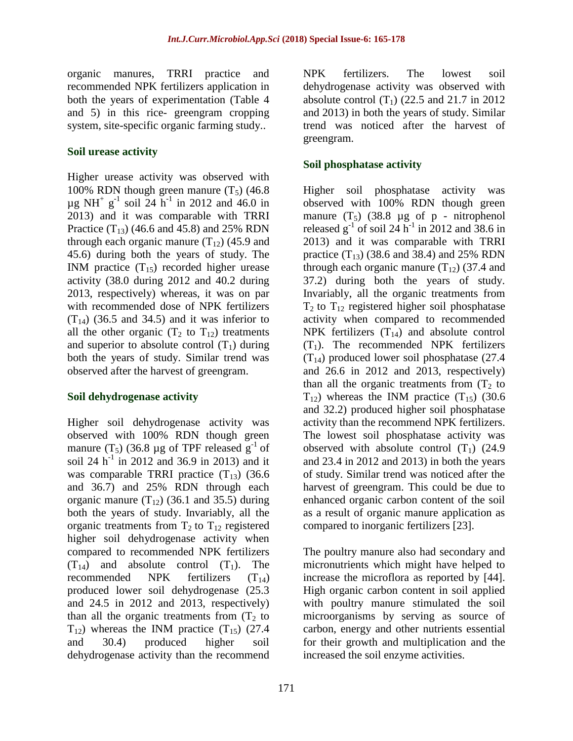organic manures, TRRI practice and recommended NPK fertilizers application in both the years of experimentation (Table 4 and 5) in this rice- greengram cropping system, site-specific organic farming study..

### Soil urease activity

Higher urease activity was observed with 100% RDN though green manure ($T_5$) (46.8 µg $NH^+$ $g^{-1}$ soil 24 $h^{-1}$ in 2012 and 46.0 in 2013) and it was comparable with TRRI Practice ($T_{13}$) (46.6 and 45.8) and 25% RDN through each organic manure ($T_{12}$) (45.9 and 45.6) during both the years of study. The INM practice ($T_{15}$) recorded higher urease activity (38.0 during 2012 and 40.2 during 2013, respectively) whereas, it was on par with recommended dose of NPK fertilizers ($T_{14}$) (36.5 and 34.5) and it was inferior to all the other organic ($T_2$ to $T_{12}$) treatments and superior to absolute control ($T_1$) during both the years of study. Similar trend was observed after the harvest of greengram.

### Soil dehydrogenase activity

Higher soil dehydrogenase activity was observed with 100% RDN though green manure ($T_5$) (36.8 µg of TPF released $g^{-1}$ of soil 24 $h^{-1}$ in 2012 and 36.9 in 2013) and it was comparable TRRI practice ($T_{13}$) (36.6 and 36.7) and 25% RDN through each organic manure ($T_{12}$) (36.1 and 35.5) during both the years of study. Invariably, all the organic treatments from $T_2$ to $T_{12}$ registered higher soil dehydrogenase activity when compared to recommended NPK fertilizers ($T_{14}$) and absolute control ($T_1$). The recommended NPK fertilizers ($T_{14}$) produced lower soil dehydrogenase (25.3 and 24.5 in 2012 and 2013, respectively) than all the organic treatments from ($T_2$ to $T_{12}$) whereas the INM practice ($T_{15}$) (27.4 and 30.4) produced higher soil dehydrogenase activity than the recommend NPK fertilizers. The lowest soil dehydrogenase activity was observed with absolute control ($T_1$) (22.5 and 21.7 in 2012 and 2013) in both the years of study. Similar trend was noticed after the harvest of greengram.

### Soil phosphatase activity

Higher soil phosphatase activity was observed with 100% RDN though green manure ($T_5$) (38.8 µg of p - nitrophenol released $g^{-1}$ of soil 24 $h^{-1}$ in 2012 and 38.6 in 2013) and it was comparable with TRRI practice ($T_{13}$) (38.6 and 38.4) and 25% RDN through each organic manure ($T_{12}$) (37.4 and 37.2) during both the years of study. Invariably, all the organic treatments from $T_2$ to $T_{12}$ registered higher soil phosphatase activity when compared to recommended NPK fertilizers ($T_{14}$) and absolute control ($T_1$). The recommended NPK fertilizers ($T_{14}$) produced lower soil phosphatase (27.4 and 26.6 in 2012 and 2013, respectively) than all the organic treatments from ($T_2$ to $T_{12}$) whereas the INM practice ($T_{15}$) (30.6 and 32.2) produced higher soil phosphatase activity than the recommend NPK fertilizers. The lowest soil phosphatase activity was observed with absolute control ($T_1$) (24.9 and 23.4 in 2012 and 2013) in both the years of study. Similar trend was noticed after the harvest of greengram. This could be due to enhanced organic carbon content of the soil as a result of organic manure application as compared to inorganic fertilizers [23].

The poultry manure also had secondary and micronutrients which might have helped to increase the microflora as reported by [44]. High organic carbon content in soil applied with poultry manure stimulated the soil microorganisms by serving as source of carbon, energy and other nutrients essential for their growth and multiplication and the increased the soil enzyme activities.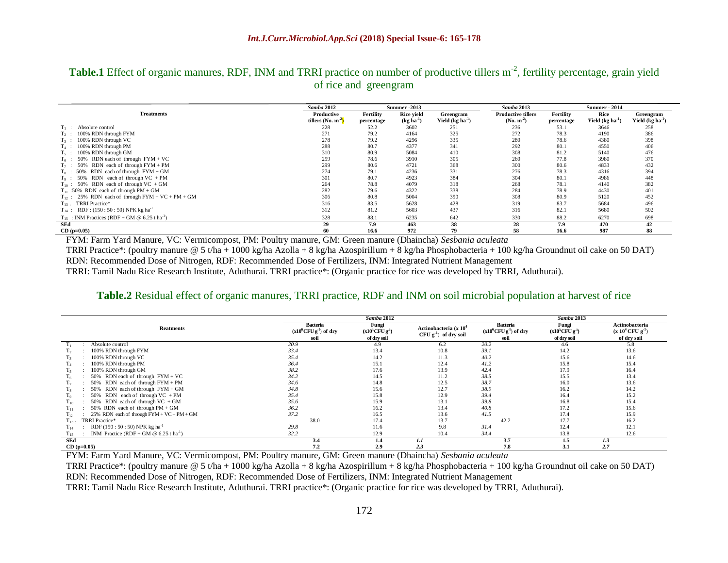**Table.1** Effect of organic manures, RDF, INM and TRRI practice on number of productive tillers $m^{-2}$, fertility percentage, grain yield of rice and greengram

| Treatments | *Samba* 2012 | Summer -2013 | | | *Samba* 2013 | Summer - 2014 | | |
|---|---|---|---|---|---|---|---|---|
| | Productive tillers (No. $m^{-2}$) | Fertility percentage | Rice yield (kg $ha^{-1}$) | Greengram Yield (kg $ha^{-1}$) | Productive tillers (No. $m^{-2}$) | Fertility percentage | Rice Yield (kg $ha^{-1}$) | Greengram Yield (kg $ha^{-1}$) |
| $T_1$ : Absolute control | 228 | 52.2 | 3602 | 251 | 236 | 53.1 | 3646 | 258 |
| $T_2$ : 100% RDN through FYM | 271 | 79.2 | 4164 | 325 | 272 | 78.3 | 4190 | 386 |
| $T_3$ : 100% RDN through VC | 278 | 79.2 | 4296 | 335 | 280 | 78.6 | 4380 | 398 |
| $T_4$ : 100% RDN through PM | 288 | 80.7 | 4377 | 341 | 292 | 80.1 | 4550 | 406 |
| $T_5$ : 100% RDN through GM | 310 | 80.9 | 5084 | 410 | 308 | 81.2 | 5140 | 476 |
| $T_6$ : 50% RDN each of through FYM + VC | 259 | 78.6 | 3910 | 305 | 260 | 77.8 | 3980 | 370 |
| $T_7$ : 50% RDN each of through FYM + PM | 299 | 80.6 | 4721 | 368 | 300 | 80.6 | 4833 | 432 |
| $T_8$ : 50% RDN each of through FYM + GM | 274 | 79.1 | 4236 | 331 | 276 | 78.3 | 4316 | 394 |
| $T_9$ : 50% RDN each of through VC + PM | 301 | 80.7 | 4923 | 384 | 304 | 80.1 | 4986 | 448 |
| $T_{10}$ : 50% RDN each of through VC + GM | 264 | 78.8 | 4079 | 318 | 268 | 78.1 | 4140 | 382 |
| $T_{11}$ :50% RDN each of through PM + GM | 282 | 79.6 | 4322 | 338 | 284 | 78.9 | 4430 | 401 |
| $T_{12}$ : 25% RDN each of through FYM + VC + PM + GM | 306 | 80.8 | 5004 | 390 | 308 | 80.9 | 5120 | 452 |
| $T_{13}$ : TRRI Practice* | 316 | 83.5 | 5628 | 428 | 319 | 83.7 | 5684 | 496 |
| $T_{14}$ : RDF : (150 : 50 : 50) NPK kg $ha^{-1}$ | 312 | 81.2 | 5603 | 437 | 316 | 82.1 | 5680 | 502 |
| $T_{15}$ : INM Practices (RDF + GM @ 6.25 t $ha^{-1}$) | 328 | 88.1 | 6235 | 642 | 330 | 88.2 | 6270 | 698 |
| **SEd** | **29** | **7.9** | **463** | **38** | **28** | **7.9** | **470** | **42** |
| **CD (p=0.05)** | **60** | **16.6** | **972** | **79** | **58** | **16.6** | **987** | **88** |

FYM: Farm Yard Manure, VC: Vermicompost, PM: Poultry manure, GM: Green manure (Dhaincha) *Sesbania aculeata*

TRRI Practice*: (poultry manure @ 5 t/ha + 1000 kg/ha Azolla + 8 kg/ha Azospirillum + 8 kg/ha Phosphobacteria + 100 kg/ha Groundnut oil cake on 50 DAT)

RDN: Recommended Dose of Nitrogen, RDF: Recommended Dose of Fertilizers, INM: Integrated Nutrient Management

TRRI: Tamil Nadu Rice Research Institute, Aduthurai. TRRI practice*: (Organic practice for rice was developed by TRRI, Aduthurai).

**Table.2** Residual effect of organic manures, TRRI practice, RDF and INM on soil microbial population at harvest of rice

| Reatments | *Samba* 2012 | | | *Samba* 2013 | | |
|---|---|---|---|---|---|---|
| | Bacteria ($x10^6$ CFU $g^{-1}$) of dry soil | Fungi ($x10^3$ CFU $g^{-1}$) of dry soil | Actinobacteria (x $10^4$ CFU $g^{-1}$) of dry soil | Bacteria ($x10^6$ CFU $g^{-1}$) of dry soil | Fungi ($x10^3$ CFU $g^{-1}$) of dry soil | Actinobacteria (x $10^4$ CFU $g^{-1}$) of dry soil |
| $T_1$ : Absolute control | *20.9* | 4.9 | 6.2 | *20.2* | 4.6 | 5.8 |
| $T_2$ : 100% RDN through FYM | *33.4* | 13.4 | 10.8 | *39.1* | 14.2 | 13.6 |
| $T_3$ : 100% RDN through VC | *35.4* | 14.2 | 11.3 | *40.2* | 15.6 | 14.6 |
| $T_4$ : 100% RDN through PM | *36.4* | 15.1 | 12.4 | *41.2* | 15.8 | 15.4 |
| $T_5$ : 100% RDN through GM | *38.2* | 17.6 | 13.9 | *42.4* | 17.9 | 16.4 |
| $T_6$ : 50% RDN each of through FYM + VC | *34.2* | 14.5 | 11.2 | *38.5* | 15.5 | 13.4 |
| $T_7$ : 50% RDN each of through FYM + PM | *34.6* | 14.8 | 12.5 | *38.7* | 16.0 | 13.6 |
| $T_8$ : 50% RDN each of through FYM + GM | *34.8* | 15.6 | 12.7 | *38.9* | 16.2 | 14.2 |
| $T_9$ : 50% RDN each of through VC + PM | *35.4* | 15.8 | 12.9 | *39.4* | 16.4 | 15.2 |
| $T_{10}$ : 50% RDN each of through VC + GM | *35.6* | 15.9 | 13.1 | *39.8* | 16.8 | 15.4 |
| $T_{11}$ : 50% RDN each of through PM + GM | *36.2* | 16.2 | 13.4 | *40.8* | 17.2 | 15.6 |
| $T_{12}$ : 25% RDN each of through FYM + VC + PM + GM | *37.2* | 16.5 | 13.6 | *41.5* | 17.4 | 15.9 |
| $T_{13}$ : TRRI Practice* | 38.0 | 17.4 | 13.7 | 42.2 | 17.7 | 16.2 |
| $T_{14}$ : RDF (150 : 50 : 50) NPK kg $ha^{-1}$ | *29.8* | 11.6 | 9.8 | *31.4* | 12.4 | 12.1 |
| $T_{15}$ : INM Practice (RDF + GM @ 6.25 t $ha^{-1}$) | *32.2* | 12.9 | 10.4 | *34.4* | 13.8 | 12.6 |
| **SEd** | **3.4** | **1.4** | ***1.1*** | **3.7** | **1.5** | ***1.3*** |
| **CD (p=0.05)** | **7.2** | **2.9** | ***2.3*** | **7.8** | **3.1** | ***2.7*** |

FYM: Farm Yard Manure, VC: Vermicompost, PM: Poultry manure, GM: Green manure (Dhaincha) *Sesbania aculeata*

TRRI Practice*: (poultry manure @ 5 t/ha + 1000 kg/ha Azolla + 8 kg/ha Azospirillum + 8 kg/ha Phosphobacteria + 100 kg/ha Groundnut oil cake on 50 DAT)

RDN: Recommended Dose of Nitrogen, RDF: Recommended Dose of Fertilizers, INM: Integrated Nutrient Management

TRRI: Tamil Nadu Rice Research Institute, Aduthurai. TRRI practice*: (Organic practice for rice was developed by TRRI, Aduthurai).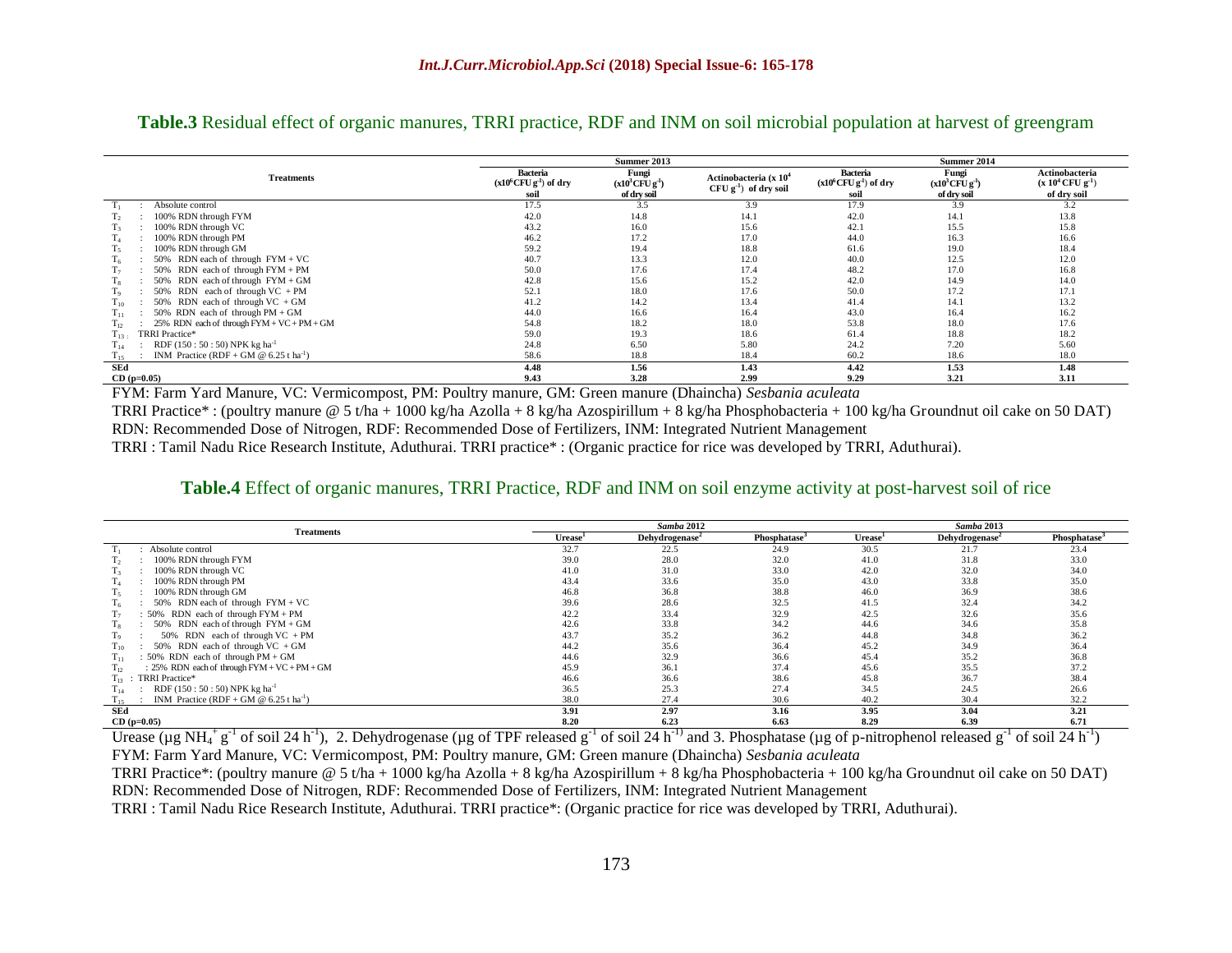**Table.3** Residual effect of organic manures, TRRI practice, RDF and INM on soil microbial population at harvest of greengram

| Treatments | Summer 2013 | | | Summer 2014 | | |
|---|---|---|---|---|---|---|
| | Bacteria ($x10^6$ CFU $g^{-1}$) of dry soil | Fungi ($x10^3$ CFU $g^{-1}$) of dry soil | Actinobacteria (x $10^4$ CFU $g^{-1}$) of dry soil | Bacteria ($x10^6$ CFU $g^{-1}$) of dry soil | Fungi ($x10^3$ CFU $g^{-1}$) of dry soil | Actinobacteria (x $10^4$ CFU $g^{-1}$) of dry soil |
| $T_1$ : Absolute control | 17.5 | 3.5 | 3.9 | 17.9 | 3.9 | 3.2 |
| $T_2$ : 100% RDN through FYM | 42.0 | 14.8 | 14.1 | 42.0 | 14.1 | 13.8 |
| $T_3$ : 100% RDN through VC | 43.2 | 16.0 | 15.6 | 42.1 | 15.5 | 15.8 |
| $T_4$ : 100% RDN through PM | 46.2 | 17.2 | 17.0 | 44.0 | 16.3 | 16.6 |
| $T_5$ : 100% RDN through GM | 59.2 | 19.4 | 18.8 | 61.6 | 19.0 | 18.4 |
| $T_6$ : 50% RDN each of through FYM + VC | 40.7 | 13.3 | 12.0 | 40.0 | 12.5 | 12.0 |
| $T_7$ : 50% RDN each of through FYM + PM | 50.0 | 17.6 | 17.4 | 48.2 | 17.0 | 16.8 |
| $T_8$ : 50% RDN each of through FYM + GM | 42.8 | 15.6 | 15.2 | 42.0 | 14.9 | 14.0 |
| $T_9$ : 50% RDN each of through VC + PM | 52.1 | 18.0 | 17.6 | 50.0 | 17.2 | 17.1 |
| $T_{10}$ : 50% RDN each of through VC + GM | 41.2 | 14.2 | 13.4 | 41.4 | 14.1 | 13.2 |
| $T_{11}$ : 50% RDN each of through PM + GM | 44.0 | 16.6 | 16.4 | 43.0 | 16.4 | 16.2 |
| $T_{12}$ : 25% RDN each of through FYM + VC + PM + GM | 54.8 | 18.2 | 18.0 | 53.8 | 18.0 | 17.6 |
| $T_{13}$ : TRRI Practice* | 59.0 | 19.3 | 18.6 | 61.4 | 18.8 | 18.2 |
| $T_{14}$ : RDF (150 : 50 : 50) NPK kg $ha^{-1}$ | 24.8 | 6.50 | 5.80 | 24.2 | 7.20 | 5.60 |
| $T_{15}$ : INM Practice (RDF + GM @ 6.25 t $ha^{-1}$) | 58.6 | 18.8 | 18.4 | 60.2 | 18.6 | 18.0 |
| **SEd** | **4.48** | **1.56** | **1.43** | **4.42** | **1.53** | **1.48** |
| **CD (p=0.05)** | **9.43** | **3.28** | **2.99** | **9.29** | **3.21** | **3.11** |

FYM: Farm Yard Manure, VC: Vermicompost, PM: Poultry manure, GM: Green manure (Dhaincha) *Sesbania aculeata*

TRRI Practice* : (poultry manure @ 5 t/ha + 1000 kg/ha Azolla + 8 kg/ha Azospirillum + 8 kg/ha Phosphobacteria + 100 kg/ha Groundnut oil cake on 50 DAT)

RDN: Recommended Dose of Nitrogen, RDF: Recommended Dose of Fertilizers, INM: Integrated Nutrient Management

TRRI : Tamil Nadu Rice Research Institute, Aduthurai. TRRI practice* : (Organic practice for rice was developed by TRRI, Aduthurai).

**Table.4** Effect of organic manures, TRRI Practice, RDF and INM on soil enzyme activity at post-harvest soil of rice

| Treatments | *Samba* 2012 | | | *Samba* 2013 | | |
|---|---|---|---|---|---|---|
| | Urease[1] | Dehydrogenase[2] | Phosphatase[3] | Urease[1] | Dehydrogenase[2] | Phosphatase[3] |
| $T_1$ : Absolute control | 32.7 | 22.5 | 24.9 | 30.5 | 21.7 | 23.4 |
| $T_2$ : 100% RDN through FYM | 39.0 | 28.0 | 32.0 | 41.0 | 31.8 | 33.0 |
| $T_3$ : 100% RDN through VC | 41.0 | 31.0 | 33.0 | 42.0 | 32.0 | 34.0 |
| $T_4$ : 100% RDN through PM | 43.4 | 33.6 | 35.0 | 43.0 | 33.8 | 35.0 |
| $T_5$ : 100% RDN through GM | 46.8 | 36.8 | 38.8 | 46.0 | 36.9 | 38.6 |
| $T_6$ : 50% RDN each of through FYM + VC | 39.6 | 28.6 | 32.5 | 41.5 | 32.4 | 34.2 |
| $T_7$ : 50% RDN each of through FYM + PM | 42.2 | 33.4 | 32.9 | 42.5 | 32.6 | 35.6 |
| $T_8$ : 50% RDN each of through FYM + GM | 42.6 | 33.8 | 34.2 | 44.6 | 34.6 | 35.8 |
| $T_9$ : 50% RDN each of through VC + PM | 43.7 | 35.2 | 36.2 | 44.8 | 34.8 | 36.2 |
| $T_{10}$ : 50% RDN each of through VC + GM | 44.2 | 35.6 | 36.4 | 45.2 | 34.9 | 36.4 |
| $T_{11}$ : 50% RDN each of through PM + GM | 44.6 | 32.9 | 36.6 | 45.4 | 35.2 | 36.8 |
| $T_{12}$ : 25% RDN each of through FYM + VC + PM + GM | 45.9 | 36.1 | 37.4 | 45.6 | 35.5 | 37.2 |
| $T_{13}$ : TRRI Practice* | 46.6 | 36.6 | 38.6 | 45.8 | 36.7 | 38.4 |
| $T_{14}$ : RDF (150 : 50 : 50) NPK kg $ha^{-1}$ | 36.5 | 25.3 | 27.4 | 34.5 | 24.5 | 26.6 |
| $T_{15}$ : INM Practice (RDF + GM @ 6.25 t $ha^{-1}$) | 38.0 | 27.4 | 30.6 | 40.2 | 30.4 | 32.2 |
| **SEd** | **3.91** | **2.97** | **3.16** | **3.95** | **3.04** | **3.21** |
| **CD (p=0.05)** | **8.20** | **6.23** | **6.63** | **8.29** | **6.39** | **6.71** |

Urease (µg $NH_4^+$ $g^{-1}$ of soil 24 $h^{-1}$), 2. Dehydrogenase (µg of TPF released $g^{-1}$ of soil 24 $h^{-1}$) and 3. Phosphatase (µg of p-nitrophenol released $g^{-1}$ of soil 24 $h^{-1}$)

FYM: Farm Yard Manure, VC: Vermicompost, PM: Poultry manure, GM: Green manure (Dhaincha) *Sesbania aculeata*

TRRI Practice*: (poultry manure @ 5 t/ha + 1000 kg/ha Azolla + 8 kg/ha Azospirillum + 8 kg/ha Phosphobacteria + 100 kg/ha Groundnut oil cake on 50 DAT)

RDN: Recommended Dose of Nitrogen, RDF: Recommended Dose of Fertilizers, INM: Integrated Nutrient Management

TRRI : Tamil Nadu Rice Research Institute, Aduthurai. TRRI practice*: (Organic practice for rice was developed by TRRI, Aduthurai).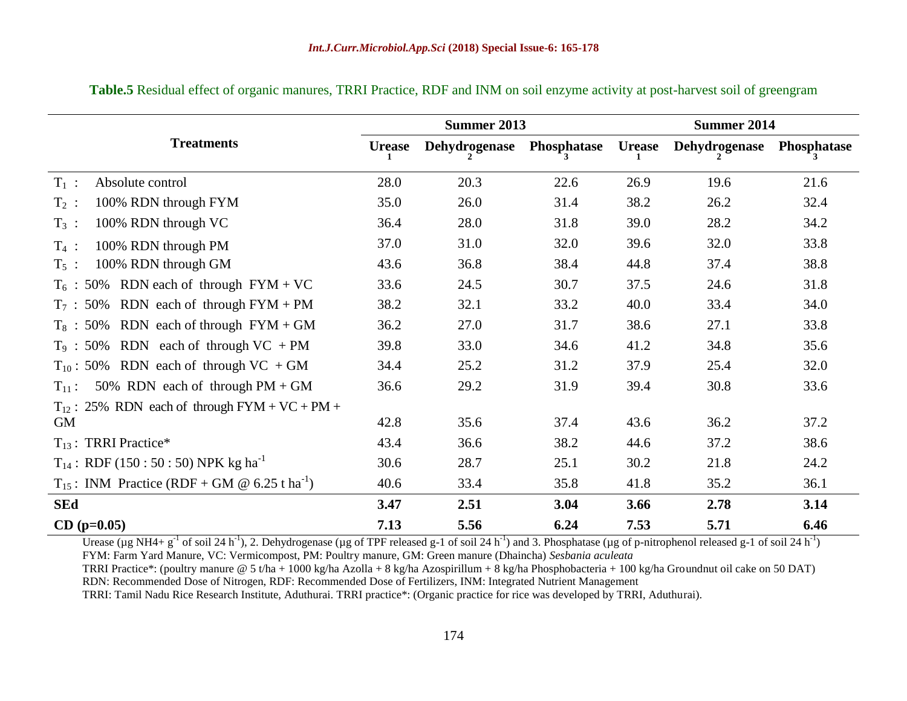**Table.5** Residual effect of organic manures, TRRI Practice, RDF and INM on soil enzyme activity at post-harvest soil of greengram

| Treatments | Summer 2013 | | | Summer 2014 | | |
|---|---|---|---|---|---|---|
| | Urease 1 | Dehydrogenase 2 | Phosphatase 3 | Urease 1 | Dehydrogenase 2 | Phosphatase 3 |
| $T_1$ : Absolute control | 28.0 | 20.3 | 22.6 | 26.9 | 19.6 | 21.6 |
| $T_2$ : 100% RDN through FYM | 35.0 | 26.0 | 31.4 | 38.2 | 26.2 | 32.4 |
| $T_3$ : 100% RDN through VC | 36.4 | 28.0 | 31.8 | 39.0 | 28.2 | 34.2 |
| $T_4$ : 100% RDN through PM | 37.0 | 31.0 | 32.0 | 39.6 | 32.0 | 33.8 |
| $T_5$ : 100% RDN through GM | 43.6 | 36.8 | 38.4 | 44.8 | 37.4 | 38.8 |
| $T_6$ : 50% RDN each of through FYM + VC | 33.6 | 24.5 | 30.7 | 37.5 | 24.6 | 31.8 |
| $T_7$ : 50% RDN each of through FYM + PM | 38.2 | 32.1 | 33.2 | 40.0 | 33.4 | 34.0 |
| $T_8$ : 50% RDN each of through FYM + GM | 36.2 | 27.0 | 31.7 | 38.6 | 27.1 | 33.8 |
| $T_9$ : 50% RDN each of through VC + PM | 39.8 | 33.0 | 34.6 | 41.2 | 34.8 | 35.6 |
| $T_{10}$ : 50% RDN each of through VC + GM | 34.4 | 25.2 | 31.2 | 37.9 | 25.4 | 32.0 |
| $T_{11}$ : 50% RDN each of through PM + GM | 36.6 | 29.2 | 31.9 | 39.4 | 30.8 | 33.6 |
| $T_{12}$ : 25% RDN each of through FYM + VC + PM + GM | 42.8 | 35.6 | 37.4 | 43.6 | 36.2 | 37.2 |
| $T_{13}$ : TRRI Practice* | 43.4 | 36.6 | 38.2 | 44.6 | 37.2 | 38.6 |
| $T_{14}$ : RDF (150 : 50 : 50) NPK kg ha$^{-1}$ | 30.6 | 28.7 | 25.1 | 30.2 | 21.8 | 24.2 |
| $T_{15}$ : INM Practice (RDF + GM @ 6.25 t ha$^{-1}$) | 40.6 | 33.4 | 35.8 | 41.8 | 35.2 | 36.1 |
| **SEd** | **3.47** | **2.51** | **3.04** | **3.66** | **2.78** | **3.14** |
| **CD (p=0.05)** | **7.13** | **5.56** | **6.24** | **7.53** | **5.71** | **6.46** |

Urease (µg NH4+ g$^{-1}$ of soil 24 h$^{-1}$), 2. Dehydrogenase (µg of TPF released g-1 of soil 24 h$^{-1}$) and 3. Phosphatase (µg of p-nitrophenol released g-1 of soil 24 h$^{-1}$)
FYM: Farm Yard Manure, VC: Vermicompost, PM: Poultry manure, GM: Green manure (Dhaincha) *Sesbania aculeata*
TRRI Practice*: (poultry manure @ 5 t/ha + 1000 kg/ha Azolla + 8 kg/ha Azospirillum + 8 kg/ha Phosphobacteria + 100 kg/ha Groundnut oil cake on 50 DAT)
RDN: Recommended Dose of Nitrogen, RDF: Recommended Dose of Fertilizers, INM: Integrated Nutrient Management
TRRI: Tamil Nadu Rice Research Institute, Aduthurai. TRRI practice*: (Organic practice for rice was developed by TRRI, Aduthurai).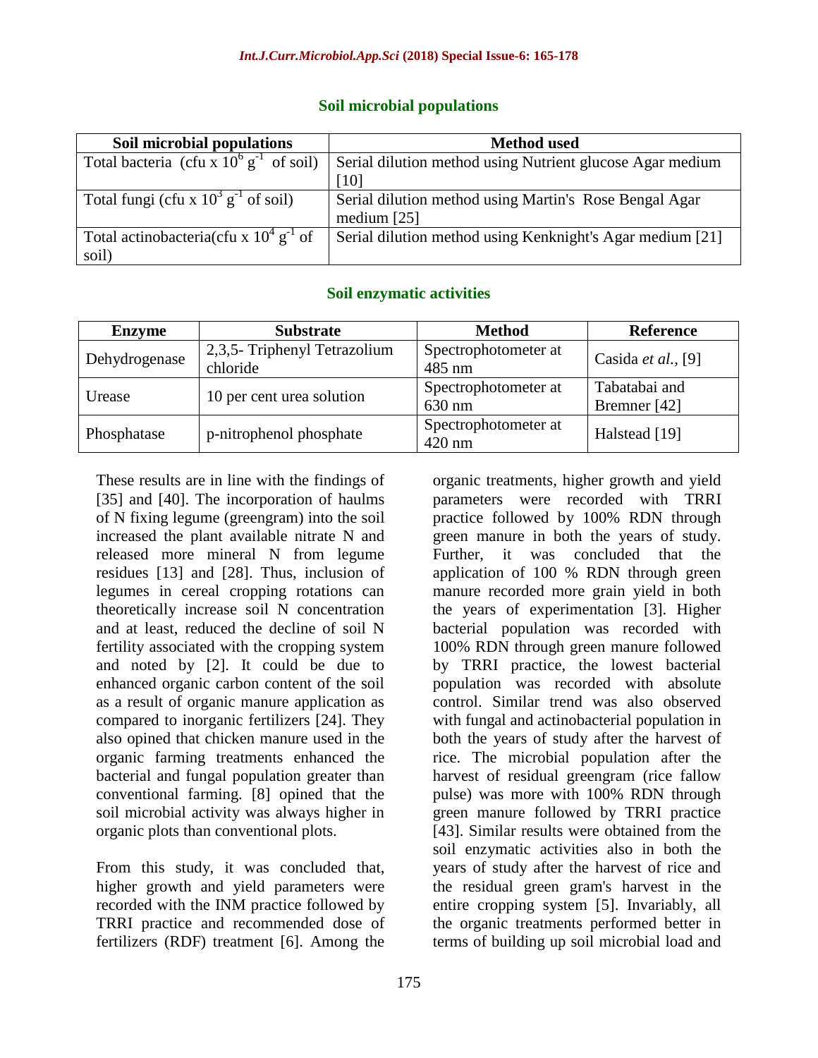### Soil microbial populations

| Soil microbial populations | Method used |
|---|---|
| Total bacteria (cfu x $10^6$ $g^{-1}$ of soil) | Serial dilution method using Nutrient glucose Agar medium [10] |
| Total fungi (cfu x $10^3$ $g^{-1}$ of soil) | Serial dilution method using Martin's Rose Bengal Agar medium [25] |
| Total actinobacteria(cfu x $10^4$ $g^{-1}$ of soil) | Serial dilution method using Kenknight's Agar medium [21] |

### Soil enzymatic activities

| Enzyme | Substrate | Method | Reference |
|---|---|---|---|
| Dehydrogenase | 2,3,5- Triphenyl Tetrazolium chloride | Spectrophotometer at 485 nm | Casida *et al.*, [9] |
| Urease | 10 per cent urea solution | Spectrophotometer at 630 nm | Tabatabai and Bremner [42] |
| Phosphatase | p-nitrophenol phosphate | Spectrophotometer at 420 nm | Halstead [19] |

These results are in line with the findings of [35] and [40]. The incorporation of haulms of N fixing legume (greengram) into the soil increased the plant available nitrate N and released more mineral N from legume residues [13] and [28]. Thus, inclusion of legumes in cereal cropping rotations can theoretically increase soil N concentration and at least, reduced the decline of soil N fertility associated with the cropping system and noted by [2]. It could be due to enhanced organic carbon content of the soil as a result of organic manure application as compared to inorganic fertilizers [24]. They also opined that chicken manure used in the organic farming treatments enhanced the bacterial and fungal population greater than conventional farming. [8] opined that the soil microbial activity was always higher in organic plots than conventional plots.

From this study, it was concluded that, higher growth and yield parameters were recorded with the INM practice followed by TRRI practice and recommended dose of fertilizers (RDF) treatment [6]. Among the organic treatments, higher growth and yield parameters were recorded with TRRI practice followed by 100% RDN through green manure in both the years of study. Further, it was concluded that the application of 100 % RDN through green manure recorded more grain yield in both the years of experimentation [3]. Higher bacterial population was recorded with 100% RDN through green manure followed by TRRI practice, the lowest bacterial population was recorded with absolute control. Similar trend was also observed with fungal and actinobacterial population in both the years of study after the harvest of rice. The microbial population after the harvest of residual greengram (rice fallow pulse) was more with 100% RDN through green manure followed by TRRI practice [43]. Similar results were obtained from the soil enzymatic activities also in both the years of study after the harvest of rice and the residual green gram's harvest in the entire cropping system [5]. Invariably, all the organic treatments performed better in terms of building up soil microbial load and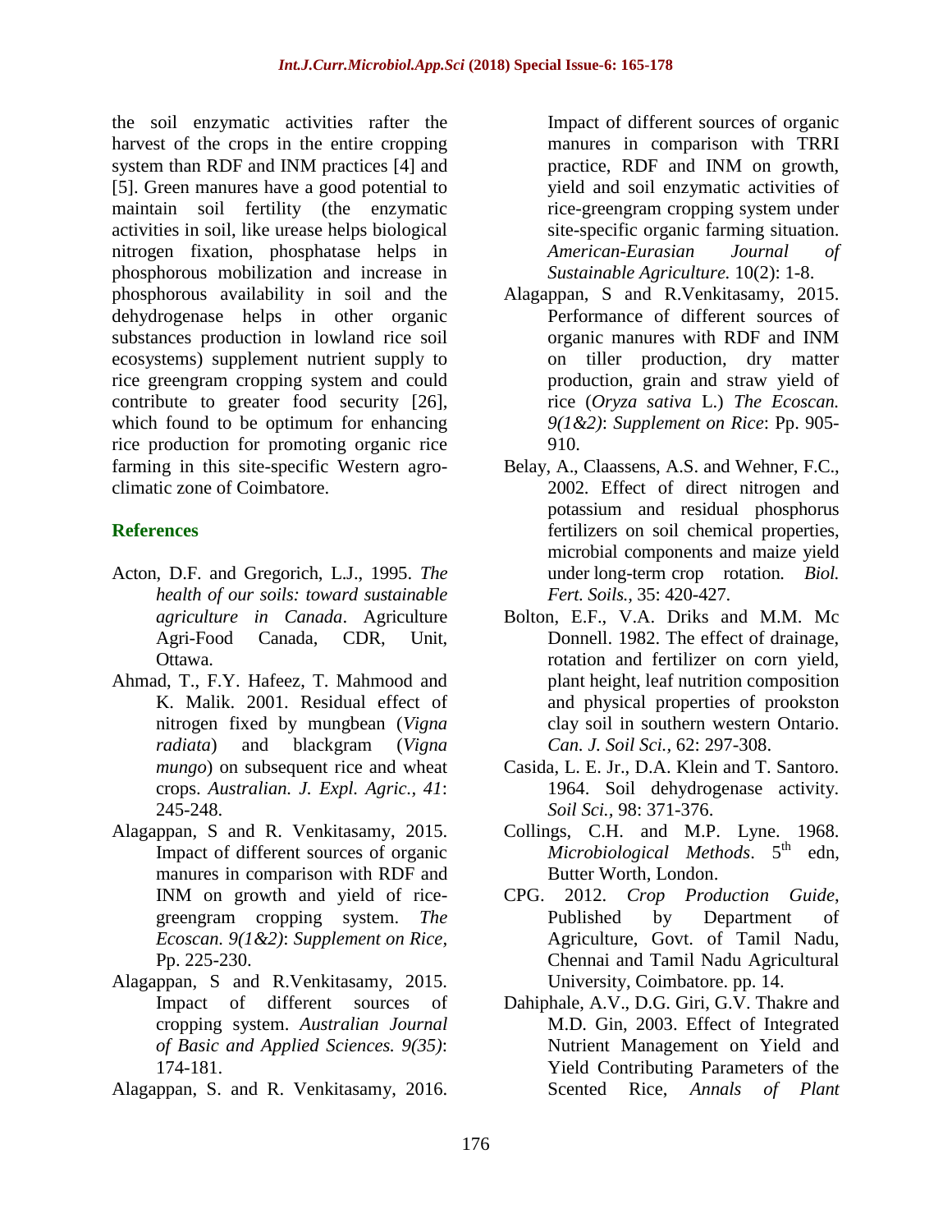the soil enzymatic activities rafter the harvest of the crops in the entire cropping system than RDF and INM practices [4] and [5]. Green manures have a good potential to maintain soil fertility (the enzymatic activities in soil, like urease helps biological nitrogen fixation, phosphatase helps in phosphorous mobilization and increase in phosphorous availability in soil and the dehydrogenase helps in other organic substances production in lowland rice soil ecosystems) supplement nutrient supply to rice greengram cropping system and could contribute to greater food security [26], which found to be optimum for enhancing rice production for promoting organic rice farming in this site-specific Western agro-climatic zone of Coimbatore.

## References

Acton, D.F. and Gregorich, L.J., 1995. *The health of our soils: toward sustainable agriculture in Canada*. Agriculture Agri-Food Canada, CDR, Unit, Ottawa.

Ahmad, T., F.Y. Hafeez, T. Mahmood and K. Malik. 2001. Residual effect of nitrogen fixed by mungbean (*Vigna radiata*) and blackgram (*Vigna mungo*) on subsequent rice and wheat crops. *Australian. J. Expl. Agric., 41*: 245-248.

Alagappan, S and R. Venkitasamy, 2015. Impact of different sources of organic manures in comparison with RDF and INM on growth and yield of rice-greengram cropping system. *The Ecoscan. 9(1&2)*: *Supplement on Rice*, Pp. 225-230.

Alagappan, S and R.Venkitasamy, 2015. Impact of different sources of cropping system. *Australian Journal of Basic and Applied Sciences. 9(35)*: 174-181.

Alagappan, S. and R. Venkitasamy, 2016. Impact of different sources of organic manures in comparison with TRRI practice, RDF and INM on growth, yield and soil enzymatic activities of rice-greengram cropping system under site-specific organic farming situation. *American-Eurasian Journal of Sustainable Agriculture.* 10(2): 1-8.

Alagappan, S and R.Venkitasamy, 2015. Performance of different sources of organic manures with RDF and INM on tiller production, dry matter production, grain and straw yield of rice (*Oryza sativa* L.) *The Ecoscan. 9(1&2)*: *Supplement on Rice*: Pp. 905-910.

Belay, A., Claassens, A.S. and Wehner, F.C., 2002. Effect of direct nitrogen and potassium and residual phosphorus fertilizers on soil chemical properties, microbial components and maize yield under long-term crop rotation. *Biol. Fert. Soils.*, 35: 420-427.

Bolton, E.F., V.A. Driks and M.M. Mc Donnell. 1982. The effect of drainage, rotation and fertilizer on corn yield, plant height, leaf nutrition composition and physical properties of prookston clay soil in southern western Ontario. *Can. J. Soil Sci.*, 62: 297-308.

Casida, L. E. Jr., D.A. Klein and T. Santoro. 1964. Soil dehydrogenase activity. *Soil Sci.*, 98: 371-376.

Collings, C.H. and M.P. Lyne. 1968. *Microbiological Methods*. 5th edn, Butter Worth, London.

CPG. 2012. *Crop Production Guide*, Published by Department of Agriculture, Govt. of Tamil Nadu, Chennai and Tamil Nadu Agricultural University, Coimbatore. pp. 14.

Dahiphale, A.V., D.G. Giri, G.V. Thakre and M.D. Gin, 2003. Effect of Integrated Nutrient Management on Yield and Yield Contributing Parameters of the Scented Rice, *Annals of Plant*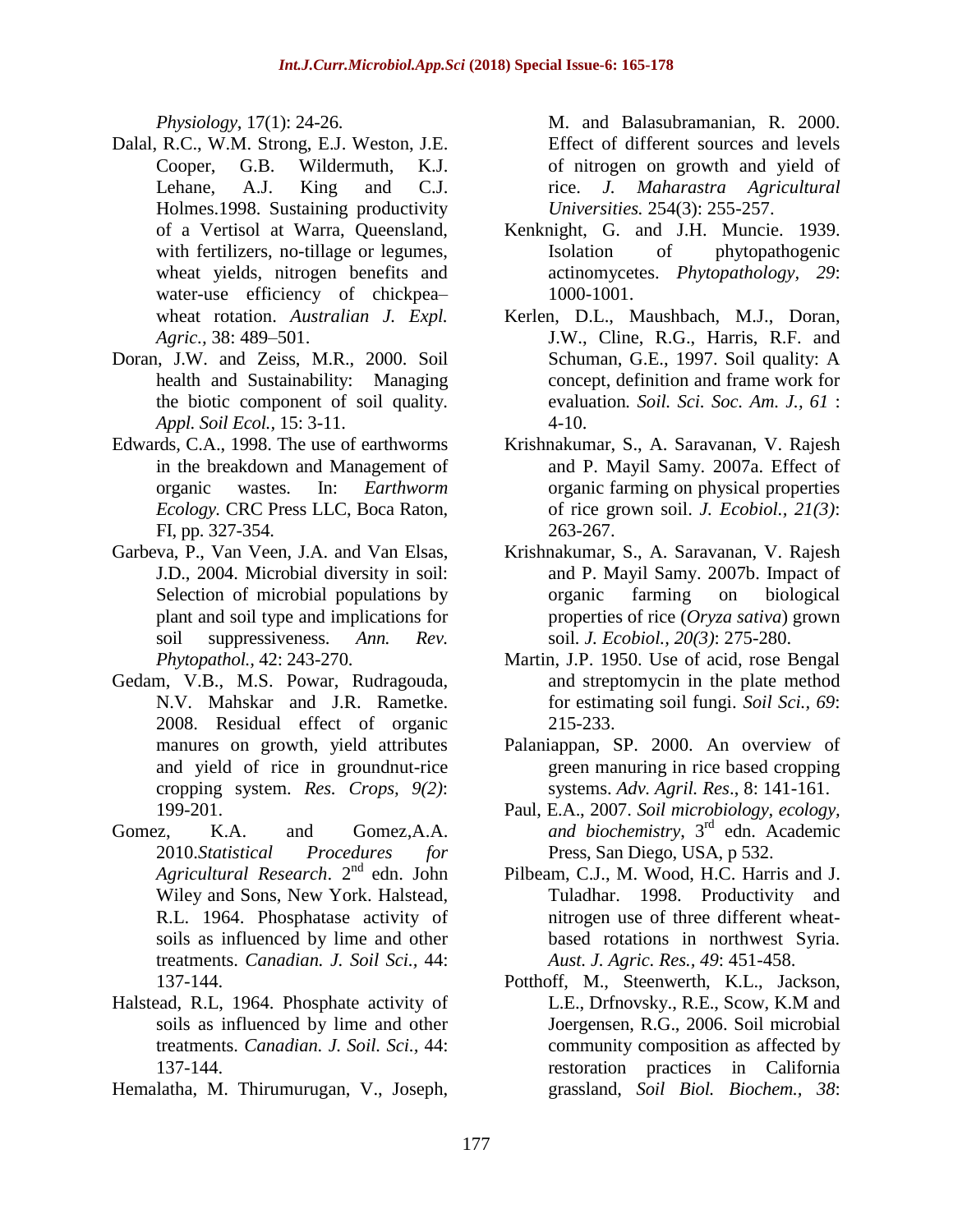*Physiology*, 17(1): 24-26.

Dalal, R.C., W.M. Strong, E.J. Weston, J.E. Cooper, G.B. Wildermuth, K.J. Lehane, A.J. King and C.J. Holmes.1998. Sustaining productivity of a Vertisol at Warra, Queensland, with fertilizers, no-tillage or legumes, wheat yields, nitrogen benefits and water-use efficiency of chickpea–wheat rotation. *Australian J. Expl. Agric.*, 38: 489–501.

Doran, J.W. and Zeiss, M.R., 2000. Soil health and Sustainability: Managing the biotic component of soil quality. *Appl. Soil Ecol.,* 15: 3-11.

Edwards, C.A., 1998. The use of earthworms in the breakdown and Management of organic wastes. In: *Earthworm Ecology.* CRC Press LLC, Boca Raton, FI, pp. 327-354.

Garbeva, P., Van Veen, J.A. and Van Elsas, J.D., 2004. Microbial diversity in soil: Selection of microbial populations by plant and soil type and implications for soil suppressiveness. *Ann. Rev. Phytopathol.,* 42: 243-270.

Gedam, V.B., M.S. Powar, Rudragouda, N.V. Mahskar and J.R. Rametke. 2008. Residual effect of organic manures on growth, yield attributes and yield of rice in groundnut-rice cropping system. *Res. Crops, 9(2)*: 199-201.

Gomez, K.A. and Gomez,A.A. 2010.*Statistical Procedures for Agricultural Research*. 2nd edn. John Wiley and Sons, New York. Halstead, R.L. 1964. Phosphatase activity of soils as influenced by lime and other treatments. *Canadian. J. Soil Sci.,* 44: 137-144.

Halstead, R.L, 1964. Phosphate activity of soils as influenced by lime and other treatments. *Canadian. J. Soil. Sci.,* 44: 137-144.

Hemalatha, M. Thirumurugan, V., Joseph, M. and Balasubramanian, R. 2000. Effect of different sources and levels of nitrogen on growth and yield of rice. *J. Maharastra Agricultural Universities.* 254(3): 255-257.

Kenknight, G. and J.H. Muncie. 1939. Isolation of phytopathogenic actinomycetes. *Phytopathology, 29*: 1000-1001.

Kerlen, D.L., Maushbach, M.J., Doran, J.W., Cline, R.G., Harris, R.F. and Schuman, G.E., 1997. Soil quality: A concept, definition and frame work for evaluation*. Soil. Sci. Soc. Am. J., 61* : 4-10.

Krishnakumar, S., A. Saravanan, V. Rajesh and P. Mayil Samy. 2007a. Effect of organic farming on physical properties of rice grown soil. *J. Ecobiol., 21(3)*: 263-267.

Krishnakumar, S., A. Saravanan, V. Rajesh and P. Mayil Samy. 2007b. Impact of organic farming on biological properties of rice (*Oryza sativa*) grown soil. *J. Ecobiol., 20(3)*: 275-280.

Martin, J.P. 1950. Use of acid, rose Bengal and streptomycin in the plate method for estimating soil fungi. *Soil Sci., 69*: 215-233.

Palaniappan, SP. 2000. An overview of green manuring in rice based cropping systems. *Adv. Agril. Res*., 8: 141-161.

Paul, E.A., 2007. *Soil microbiology, ecology, and biochemistry*, 3rd edn. Academic Press, San Diego, USA, p 532.

Pilbeam, C.J., M. Wood, H.C. Harris and J. Tuladhar. 1998. Productivity and nitrogen use of three different wheat-based rotations in northwest Syria. *Aust. J. Agric. Res., 49*: 451-458.

Potthoff, M., Steenwerth, K.L., Jackson, L.E., Drfnovsky., R.E., Scow, K.M and Joergensen, R.G., 2006. Soil microbial community composition as affected by restoration practices in California grassland, *Soil Biol. Biochem., 38*: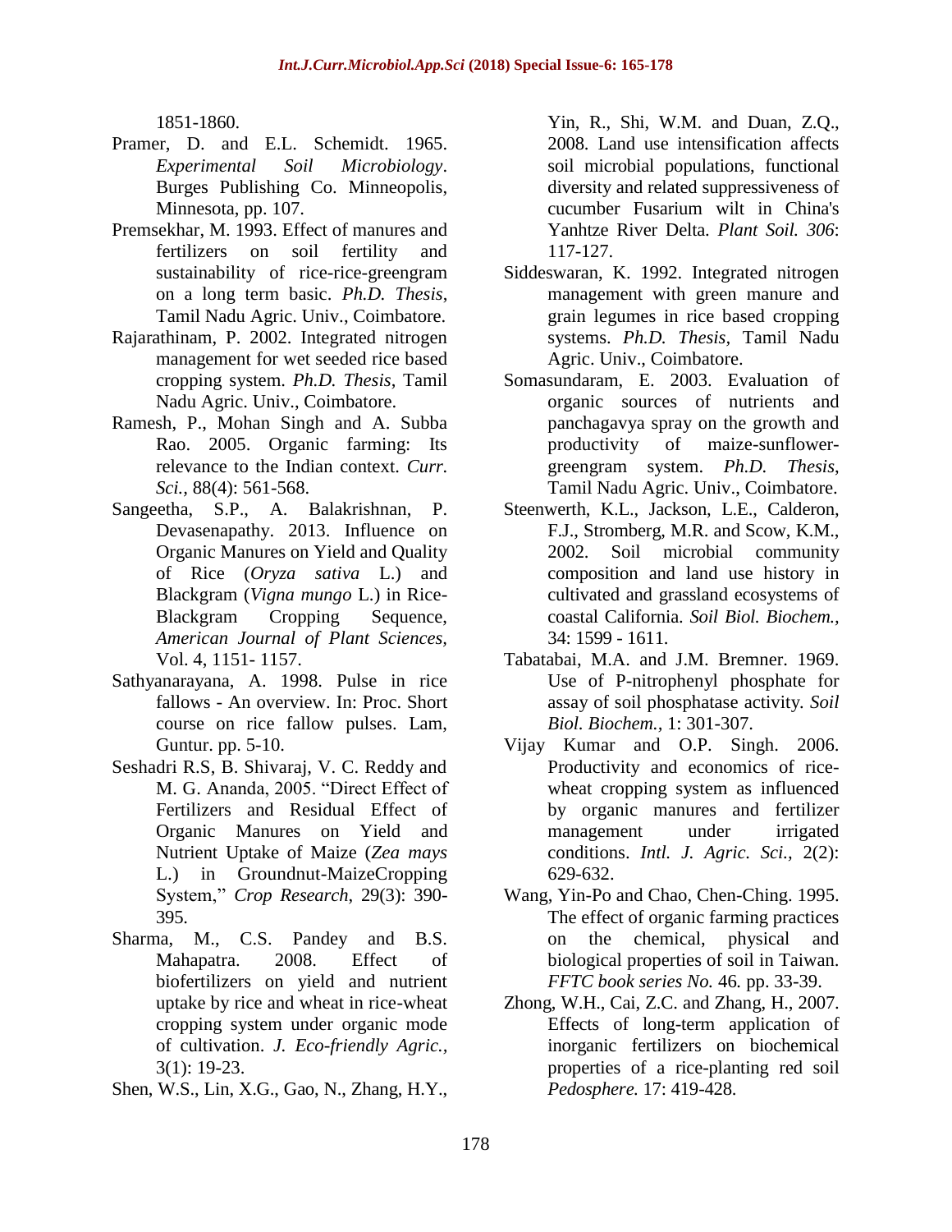1851-1860.

Pramer, D. and E.L. Schemidt. 1965. *Experimental Soil Microbiology*. Burges Publishing Co. Minneopolis, Minnesota, pp. 107.

Premsekhar, M. 1993. Effect of manures and fertilizers on soil fertility and sustainability of rice-rice-greengram on a long term basic. *Ph.D. Thesis*, Tamil Nadu Agric. Univ., Coimbatore.

Rajarathinam, P. 2002. Integrated nitrogen management for wet seeded rice based cropping system. *Ph.D. Thesis*, Tamil Nadu Agric. Univ., Coimbatore.

Ramesh, P., Mohan Singh and A. Subba Rao. 2005. Organic farming: Its relevance to the Indian context. *Curr. Sci.*, 88(4): 561-568.

Sangeetha, S.P., A. Balakrishnan, P. Devasenapathy. 2013. Influence on Organic Manures on Yield and Quality of Rice (*Oryza sativa* L.) and Blackgram (*Vigna mungo* L.) in Rice-Blackgram Cropping Sequence, *American Journal of Plant Sciences*, Vol. 4, 1151- 1157.

Sathyanarayana, A. 1998. Pulse in rice fallows - An overview. In: Proc. Short course on rice fallow pulses. Lam, Guntur. pp. 5-10.

Seshadri R.S, B. Shivaraj, V. C. Reddy and M. G. Ananda, 2005. "Direct Effect of Fertilizers and Residual Effect of Organic Manures on Yield and Nutrient Uptake of Maize (*Zea mays* L.) in Groundnut-MaizeCropping System," *Crop Research*, 29(3): 390-395.

Sharma, M., C.S. Pandey and B.S. Mahapatra. 2008. Effect of biofertilizers on yield and nutrient uptake by rice and wheat in rice-wheat cropping system under organic mode of cultivation. *J. Eco-friendly Agric.*, 3(1): 19-23.

Shen, W.S., Lin, X.G., Gao, N., Zhang, H.Y., Yin, R., Shi, W.M. and Duan, Z.Q., 2008. Land use intensification affects soil microbial populations, functional diversity and related suppressiveness of cucumber Fusarium wilt in China's Yanhtze River Delta. *Plant Soil. 306*: 117-127.

Siddeswaran, K. 1992. Integrated nitrogen management with green manure and grain legumes in rice based cropping systems. *Ph.D. Thesis*, Tamil Nadu Agric. Univ., Coimbatore.

Somasundaram, E. 2003. Evaluation of organic sources of nutrients and panchagavya spray on the growth and productivity of maize-sunflower-greengram system. *Ph.D. Thesis*, Tamil Nadu Agric. Univ., Coimbatore.

Steenwerth, K.L., Jackson, L.E., Calderon, F.J., Stromberg, M.R. and Scow, K.M., 2002. Soil microbial community composition and land use history in cultivated and grassland ecosystems of coastal California. *Soil Biol. Biochem.*, 34: 1599 - 1611.

Tabatabai, M.A. and J.M. Bremner. 1969. Use of P-nitrophenyl phosphate for assay of soil phosphatase activity. *Soil Biol. Biochem.*, 1: 301-307.

Vijay Kumar and O.P. Singh. 2006. Productivity and economics of rice-wheat cropping system as influenced by organic manures and fertilizer management under irrigated conditions. *Intl. J. Agric. Sci.*, 2(2): 629-632.

Wang, Yin-Po and Chao, Chen-Ching. 1995. The effect of organic farming practices on the chemical, physical and biological properties of soil in Taiwan. *FFTC book series No.* 46. pp. 33-39.

Zhong, W.H., Cai, Z.C. and Zhang, H., 2007. Effects of long-term application of inorganic fertilizers on biochemical properties of a rice-planting red soil *Pedosphere.* 17: 419-428.